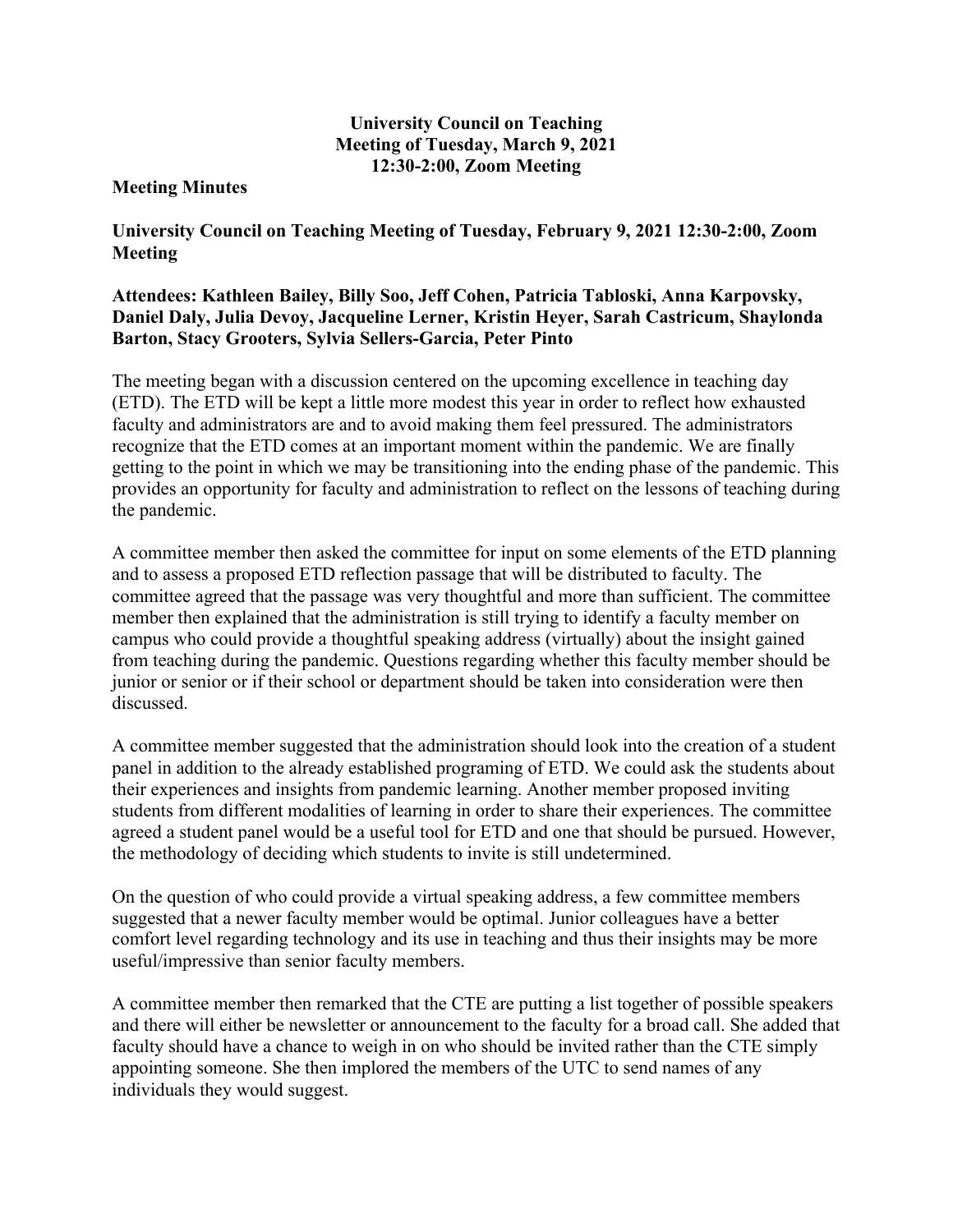**University Council on Teaching**
**Meeting of Tuesday, March 9, 2021**
**12:30-2:00, Zoom Meeting**

**Meeting Minutes**

**University Council on Teaching Meeting of Tuesday, February 9, 2021 12:30-2:00, Zoom Meeting**

**Attendees: Kathleen Bailey, Billy Soo, Jeff Cohen, Patricia Tabloski, Anna Karpovsky, Daniel Daly, Julia Devoy, Jacqueline Lerner, Kristin Heyer, Sarah Castricum, Shaylonda Barton, Stacy Grooters, Sylvia Sellers-Garcia, Peter Pinto**

The meeting began with a discussion centered on the upcoming excellence in teaching day (ETD). The ETD will be kept a little more modest this year in order to reflect how exhausted faculty and administrators are and to avoid making them feel pressured. The administrators recognize that the ETD comes at an important moment within the pandemic. We are finally getting to the point in which we may be transitioning into the ending phase of the pandemic. This provides an opportunity for faculty and administration to reflect on the lessons of teaching during the pandemic.

A committee member then asked the committee for input on some elements of the ETD planning and to assess a proposed ETD reflection passage that will be distributed to faculty. The committee agreed that the passage was very thoughtful and more than sufficient. The committee member then explained that the administration is still trying to identify a faculty member on campus who could provide a thoughtful speaking address (virtually) about the insight gained from teaching during the pandemic. Questions regarding whether this faculty member should be junior or senior or if their school or department should be taken into consideration were then discussed.

A committee member suggested that the administration should look into the creation of a student panel in addition to the already established programing of ETD. We could ask the students about their experiences and insights from pandemic learning. Another member proposed inviting students from different modalities of learning in order to share their experiences. The committee agreed a student panel would be a useful tool for ETD and one that should be pursued. However, the methodology of deciding which students to invite is still undetermined.

On the question of who could provide a virtual speaking address, a few committee members suggested that a newer faculty member would be optimal. Junior colleagues have a better comfort level regarding technology and its use in teaching and thus their insights may be more useful/impressive than senior faculty members.

A committee member then remarked that the CTE are putting a list together of possible speakers and there will either be newsletter or announcement to the faculty for a broad call. She added that faculty should have a chance to weigh in on who should be invited rather than the CTE simply appointing someone. She then implored the members of the UTC to send names of any individuals they would suggest.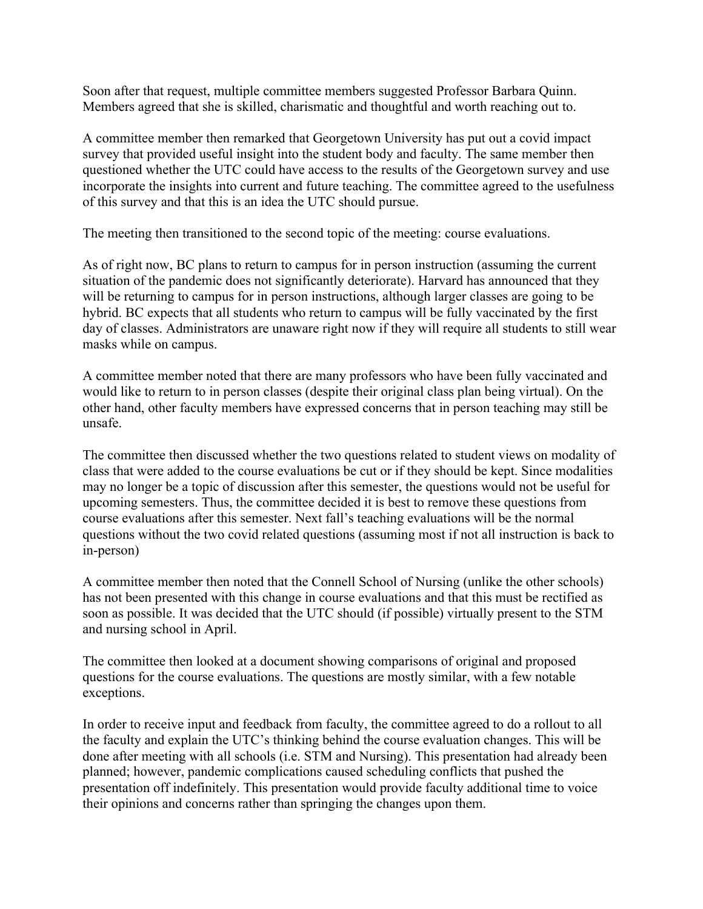Soon after that request, multiple committee members suggested Professor Barbara Quinn. Members agreed that she is skilled, charismatic and thoughtful and worth reaching out to.

A committee member then remarked that Georgetown University has put out a covid impact survey that provided useful insight into the student body and faculty. The same member then questioned whether the UTC could have access to the results of the Georgetown survey and use incorporate the insights into current and future teaching. The committee agreed to the usefulness of this survey and that this is an idea the UTC should pursue.

The meeting then transitioned to the second topic of the meeting: course evaluations.

As of right now, BC plans to return to campus for in person instruction (assuming the current situation of the pandemic does not significantly deteriorate). Harvard has announced that they will be returning to campus for in person instructions, although larger classes are going to be hybrid. BC expects that all students who return to campus will be fully vaccinated by the first day of classes. Administrators are unaware right now if they will require all students to still wear masks while on campus.

A committee member noted that there are many professors who have been fully vaccinated and would like to return to in person classes (despite their original class plan being virtual). On the other hand, other faculty members have expressed concerns that in person teaching may still be unsafe.

The committee then discussed whether the two questions related to student views on modality of class that were added to the course evaluations be cut or if they should be kept. Since modalities may no longer be a topic of discussion after this semester, the questions would not be useful for upcoming semesters. Thus, the committee decided it is best to remove these questions from course evaluations after this semester. Next fall's teaching evaluations will be the normal questions without the two covid related questions (assuming most if not all instruction is back to in-person)

A committee member then noted that the Connell School of Nursing (unlike the other schools) has not been presented with this change in course evaluations and that this must be rectified as soon as possible. It was decided that the UTC should (if possible) virtually present to the STM and nursing school in April.

The committee then looked at a document showing comparisons of original and proposed questions for the course evaluations. The questions are mostly similar, with a few notable exceptions.

In order to receive input and feedback from faculty, the committee agreed to do a rollout to all the faculty and explain the UTC's thinking behind the course evaluation changes. This will be done after meeting with all schools (i.e. STM and Nursing). This presentation had already been planned; however, pandemic complications caused scheduling conflicts that pushed the presentation off indefinitely. This presentation would provide faculty additional time to voice their opinions and concerns rather than springing the changes upon them.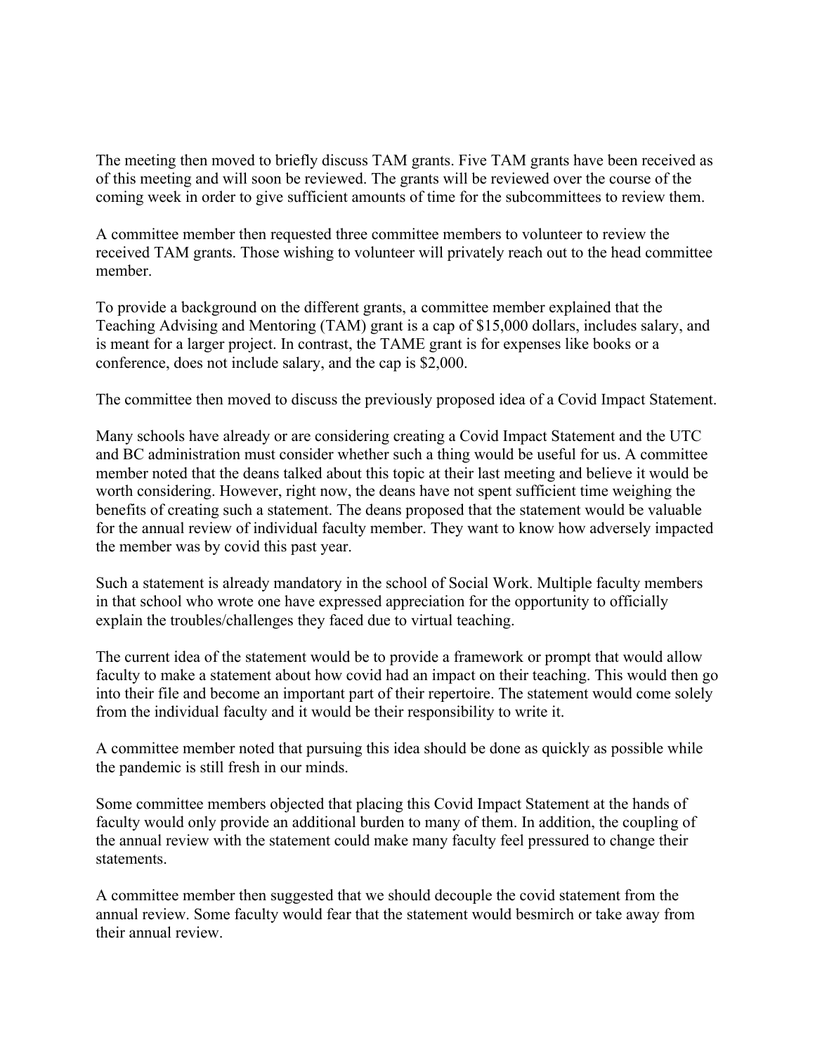The meeting then moved to briefly discuss TAM grants. Five TAM grants have been received as of this meeting and will soon be reviewed. The grants will be reviewed over the course of the coming week in order to give sufficient amounts of time for the subcommittees to review them.

A committee member then requested three committee members to volunteer to review the received TAM grants. Those wishing to volunteer will privately reach out to the head committee member.

To provide a background on the different grants, a committee member explained that the Teaching Advising and Mentoring (TAM) grant is a cap of $15,000 dollars, includes salary, and is meant for a larger project. In contrast, the TAME grant is for expenses like books or a conference, does not include salary, and the cap is $2,000.

The committee then moved to discuss the previously proposed idea of a Covid Impact Statement.

Many schools have already or are considering creating a Covid Impact Statement and the UTC and BC administration must consider whether such a thing would be useful for us. A committee member noted that the deans talked about this topic at their last meeting and believe it would be worth considering. However, right now, the deans have not spent sufficient time weighing the benefits of creating such a statement. The deans proposed that the statement would be valuable for the annual review of individual faculty member. They want to know how adversely impacted the member was by covid this past year.

Such a statement is already mandatory in the school of Social Work. Multiple faculty members in that school who wrote one have expressed appreciation for the opportunity to officially explain the troubles/challenges they faced due to virtual teaching.

The current idea of the statement would be to provide a framework or prompt that would allow faculty to make a statement about how covid had an impact on their teaching. This would then go into their file and become an important part of their repertoire. The statement would come solely from the individual faculty and it would be their responsibility to write it.

A committee member noted that pursuing this idea should be done as quickly as possible while the pandemic is still fresh in our minds.

Some committee members objected that placing this Covid Impact Statement at the hands of faculty would only provide an additional burden to many of them. In addition, the coupling of the annual review with the statement could make many faculty feel pressured to change their statements.

A committee member then suggested that we should decouple the covid statement from the annual review. Some faculty would fear that the statement would besmirch or take away from their annual review.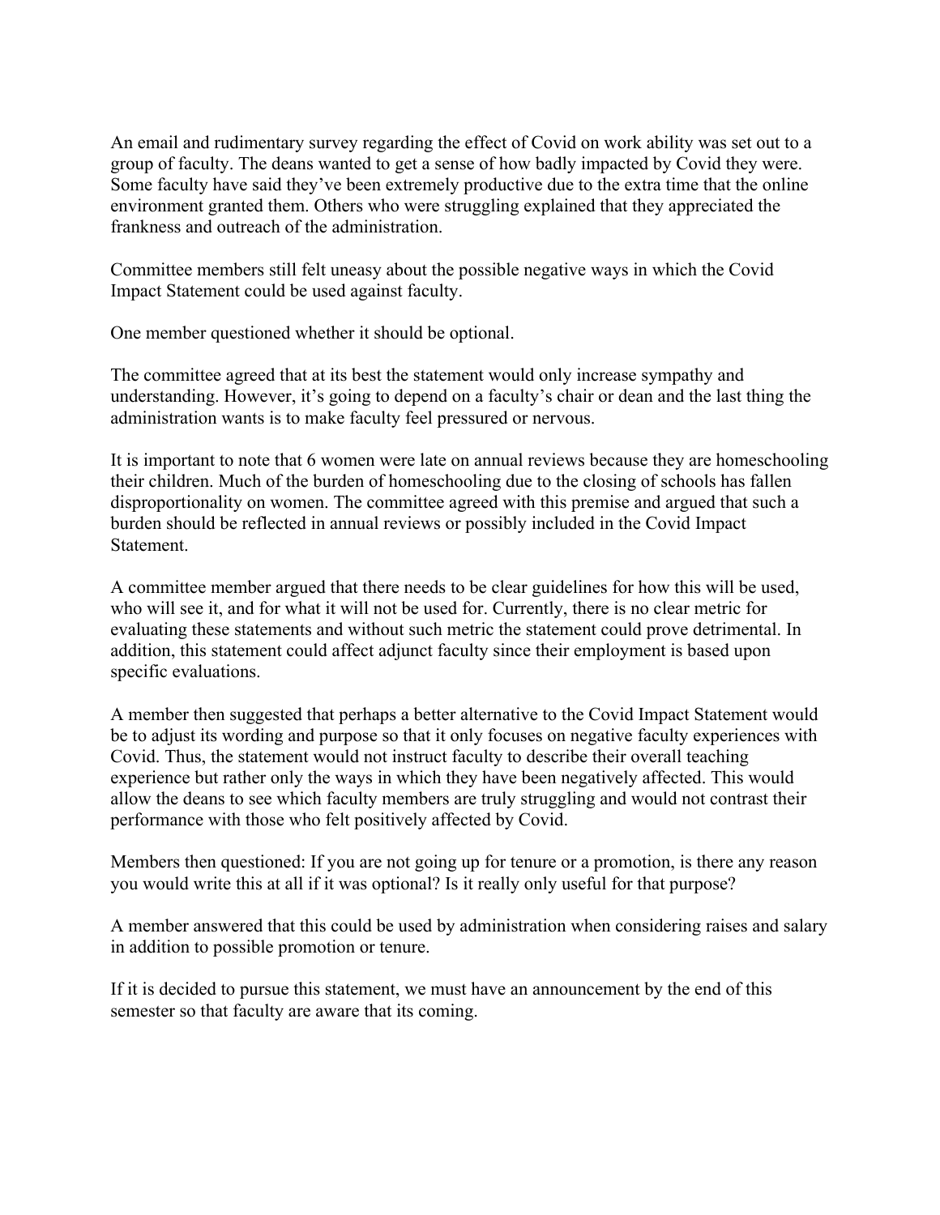An email and rudimentary survey regarding the effect of Covid on work ability was set out to a group of faculty. The deans wanted to get a sense of how badly impacted by Covid they were. Some faculty have said they've been extremely productive due to the extra time that the online environment granted them. Others who were struggling explained that they appreciated the frankness and outreach of the administration.

Committee members still felt uneasy about the possible negative ways in which the Covid Impact Statement could be used against faculty.

One member questioned whether it should be optional.

The committee agreed that at its best the statement would only increase sympathy and understanding. However, it's going to depend on a faculty's chair or dean and the last thing the administration wants is to make faculty feel pressured or nervous.

It is important to note that 6 women were late on annual reviews because they are homeschooling their children. Much of the burden of homeschooling due to the closing of schools has fallen disproportionality on women. The committee agreed with this premise and argued that such a burden should be reflected in annual reviews or possibly included in the Covid Impact Statement.

A committee member argued that there needs to be clear guidelines for how this will be used, who will see it, and for what it will not be used for. Currently, there is no clear metric for evaluating these statements and without such metric the statement could prove detrimental. In addition, this statement could affect adjunct faculty since their employment is based upon specific evaluations.

A member then suggested that perhaps a better alternative to the Covid Impact Statement would be to adjust its wording and purpose so that it only focuses on negative faculty experiences with Covid. Thus, the statement would not instruct faculty to describe their overall teaching experience but rather only the ways in which they have been negatively affected. This would allow the deans to see which faculty members are truly struggling and would not contrast their performance with those who felt positively affected by Covid.

Members then questioned: If you are not going up for tenure or a promotion, is there any reason you would write this at all if it was optional? Is it really only useful for that purpose?

A member answered that this could be used by administration when considering raises and salary in addition to possible promotion or tenure.

If it is decided to pursue this statement, we must have an announcement by the end of this semester so that faculty are aware that its coming.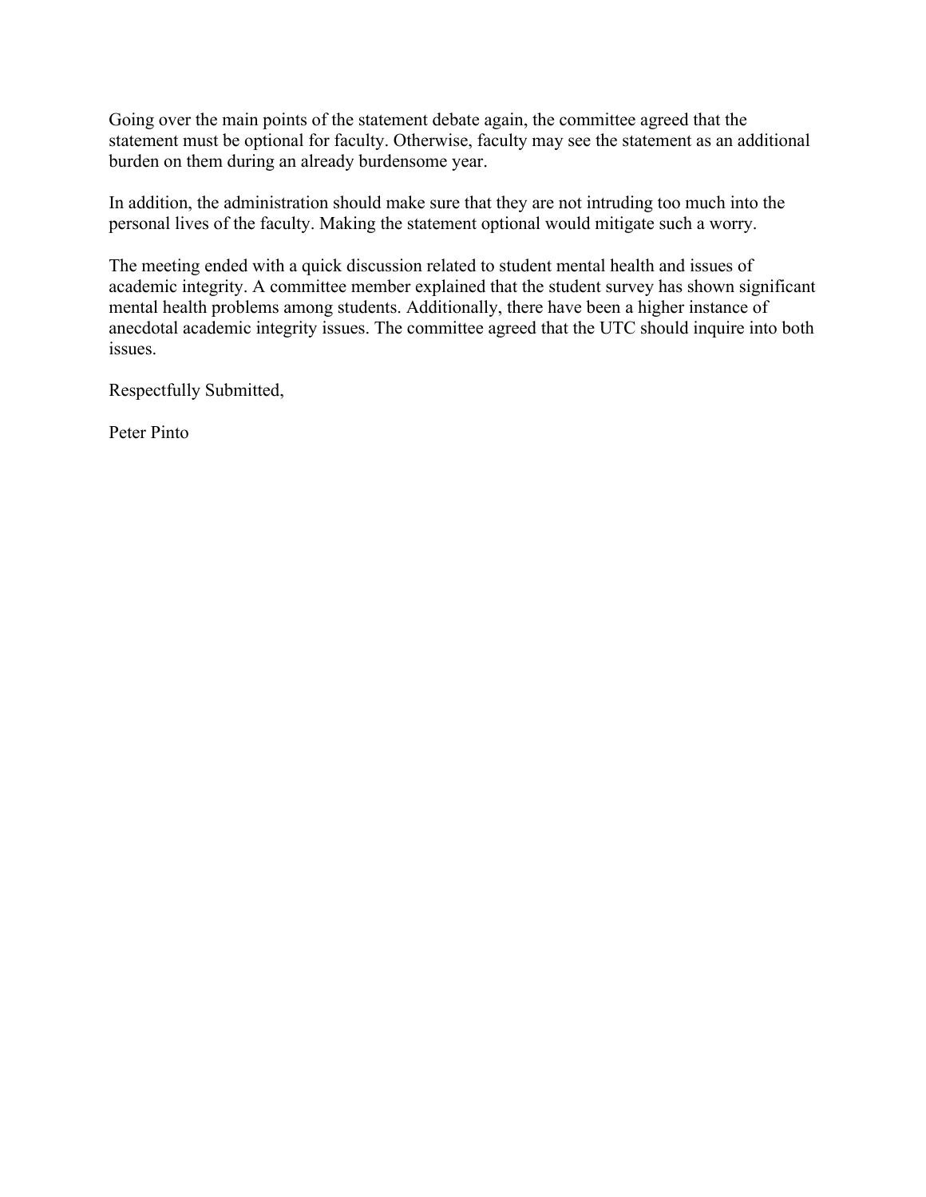Going over the main points of the statement debate again, the committee agreed that the statement must be optional for faculty. Otherwise, faculty may see the statement as an additional burden on them during an already burdensome year.

In addition, the administration should make sure that they are not intruding too much into the personal lives of the faculty. Making the statement optional would mitigate such a worry.

The meeting ended with a quick discussion related to student mental health and issues of academic integrity. A committee member explained that the student survey has shown significant mental health problems among students. Additionally, there have been a higher instance of anecdotal academic integrity issues. The committee agreed that the UTC should inquire into both issues.

Respectfully Submitted,

Peter Pinto